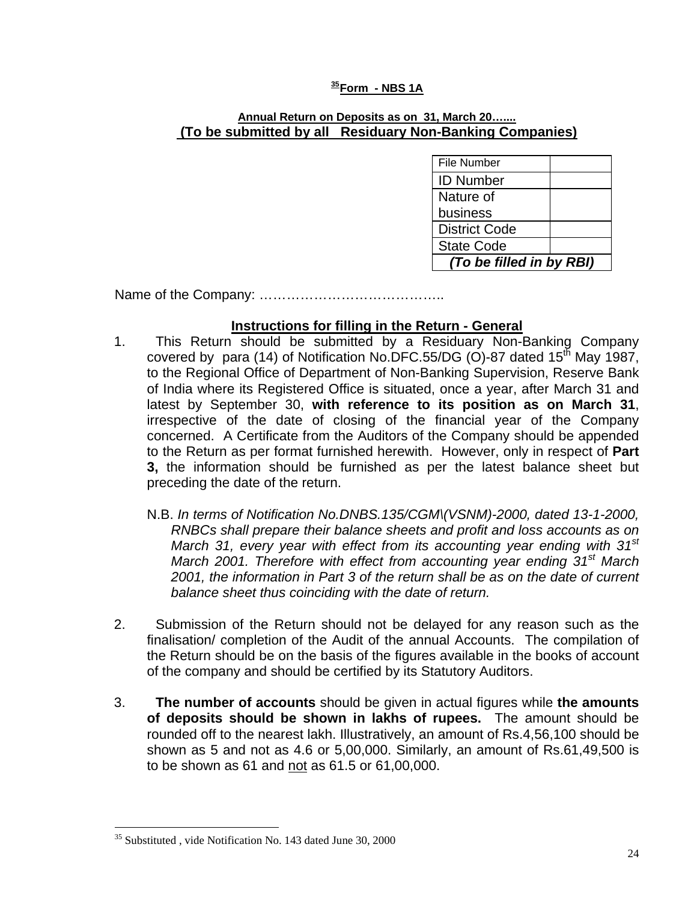# [35]Form - NBS 1A

**Annual Return on Deposits as on 31, March 20…....**
**(To be submitted by all Residuary Non-Banking Companies)**

| File Number | |
|---|---|
| ID Number | |
| Nature of business | |
| District Code | |
| State Code | |
| *(To be filled in by RBI)* | |

Name of the Company: …………………………………..

## Instructions for filling in the Return - General

1. This Return should be submitted by a Residuary Non-Banking Company covered by para (14) of Notification No.DFC.55/DG (O)-87 dated 15th May 1987, to the Regional Office of Department of Non-Banking Supervision, Reserve Bank of India where its Registered Office is situated, once a year, after March 31 and latest by September 30, **with reference to its position as on March 31**, irrespective of the date of closing of the financial year of the Company concerned. A Certificate from the Auditors of the Company should be appended to the Return as per format furnished herewith. However, only in respect of **Part 3,** the information should be furnished as per the latest balance sheet but preceding the date of the return.

   N.B. *In terms of Notification No.DNBS.135/CGM\(VSNM)-2000, dated 13-1-2000, RNBCs shall prepare their balance sheets and profit and loss accounts as on March 31, every year with effect from its accounting year ending with 31st March 2001. Therefore with effect from accounting year ending 31st March 2001, the information in Part 3 of the return shall be as on the date of current balance sheet thus coinciding with the date of return.*

2. Submission of the Return should not be delayed for any reason such as the finalisation/ completion of the Audit of the annual Accounts. The compilation of the Return should be on the basis of the figures available in the books of account of the company and should be certified by its Statutory Auditors.

3. **The number of accounts** should be given in actual figures while **the amounts of deposits should be shown in lakhs of rupees.** The amount should be rounded off to the nearest lakh. Illustratively, an amount of Rs.4,56,100 should be shown as 5 and not as 4.6 or 5,00,000. Similarly, an amount of Rs.61,49,500 is to be shown as 61 and not as 61.5 or 61,00,000.

---

[35] Substituted , vide Notification No. 143 dated June 30, 2000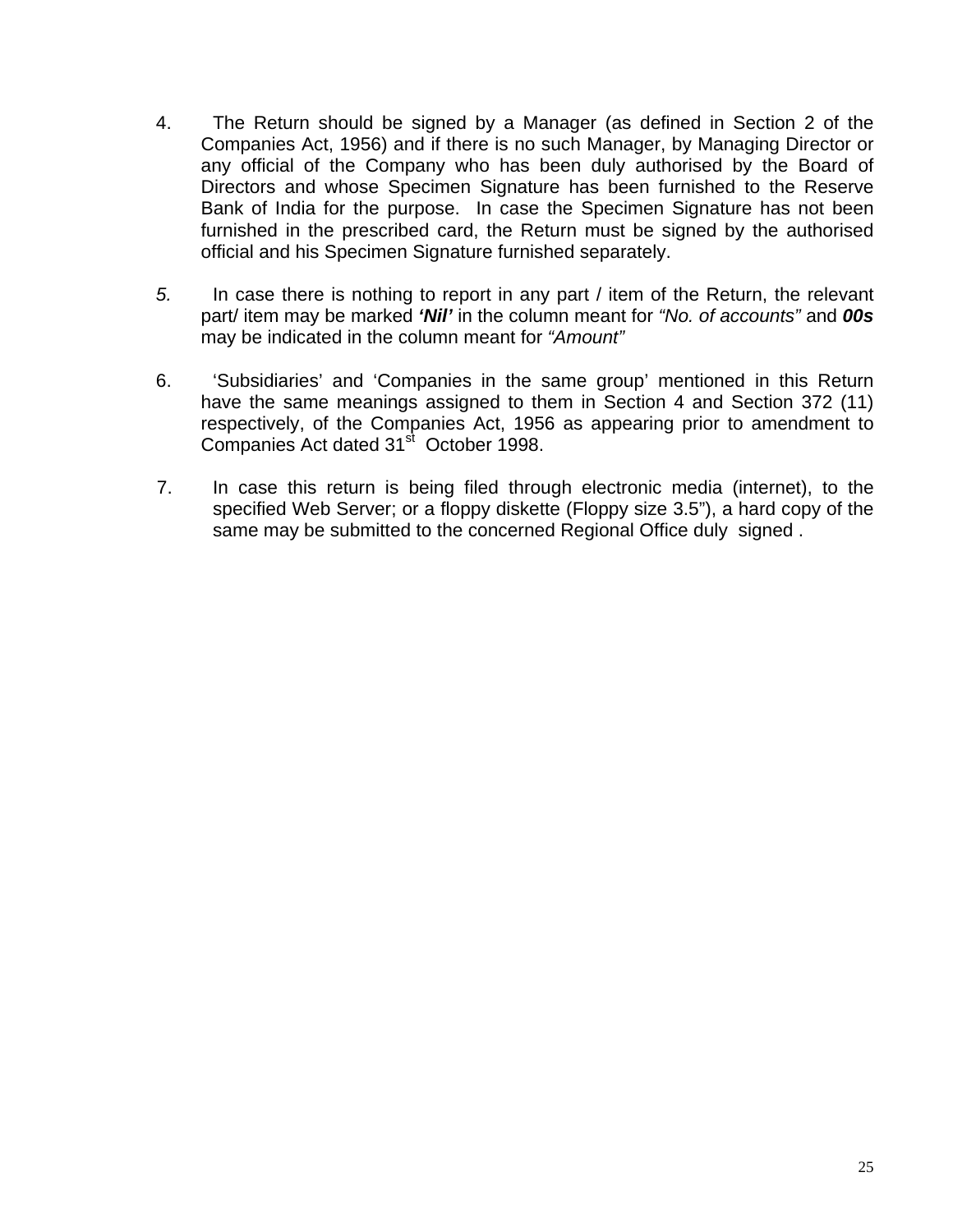4. The Return should be signed by a Manager (as defined in Section 2 of the Companies Act, 1956) and if there is no such Manager, by Managing Director or any official of the Company who has been duly authorised by the Board of Directors and whose Specimen Signature has been furnished to the Reserve Bank of India for the purpose. In case the Specimen Signature has not been furnished in the prescribed card, the Return must be signed by the authorised official and his Specimen Signature furnished separately.

5. In case there is nothing to report in any part / item of the Return, the relevant part/ item may be marked ***'Nil'*** in the column meant for *"No. of accounts"* and ***00s*** may be indicated in the column meant for *"Amount"*

6. 'Subsidiaries' and 'Companies in the same group' mentioned in this Return have the same meanings assigned to them in Section 4 and Section 372 (11) respectively, of the Companies Act, 1956 as appearing prior to amendment to Companies Act dated 31st October 1998.

7. In case this return is being filed through electronic media (internet), to the specified Web Server; or a floppy diskette (Floppy size 3.5"), a hard copy of the same may be submitted to the concerned Regional Office duly signed .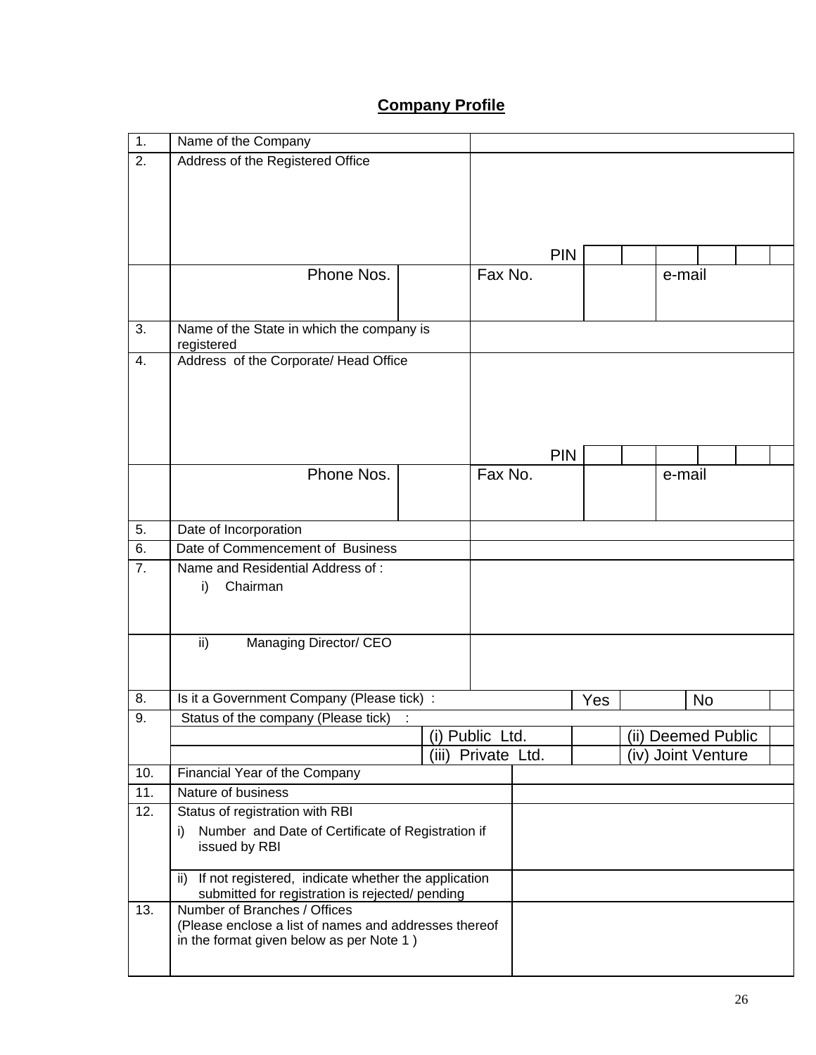## Company Profile

| | | | | | | |
|---|---|---|---|---|---|---|
| 1. | Name of the Company | | | | | |
| 2. | Address of the Registered Office | PIN | | | | |
| | Phone Nos. | | Fax No. | | e-mail | |
| 3. | Name of the State in which the company is registered | | | | | |
| 4. | Address of the Corporate/ Head Office | PIN | | | | |
| | Phone Nos. | | Fax No. | | e-mail | |
| 5. | Date of Incorporation | | | | | |
| 6. | Date of Commencement of Business | | | | | |
| 7. | Name and Residential Address of :<br>i) Chairman | | | | | |
| | ii) Managing Director/ CEO | | | | | |
| 8. | Is it a Government Company (Please tick) : | | Yes | | No | |
| 9. | Status of the company (Please tick) : | | | | | |
| | | (i) Public Ltd. | | | (ii) Deemed Public | |
| | | (iii) Private Ltd. | | | (iv) Joint Venture | |
| 10. | Financial Year of the Company | | | | | |
| 11. | Nature of business | | | | | |
| 12. | Status of registration with RBI<br>i) Number and Date of Certificate of Registration if issued by RBI | | | | | |
| | ii) If not registered, indicate whether the application submitted for registration is rejected/ pending | | | | | |
| 13. | Number of Branches / Offices<br>(Please enclose a list of names and addresses thereof in the format given below as per Note 1 ) | | | | | |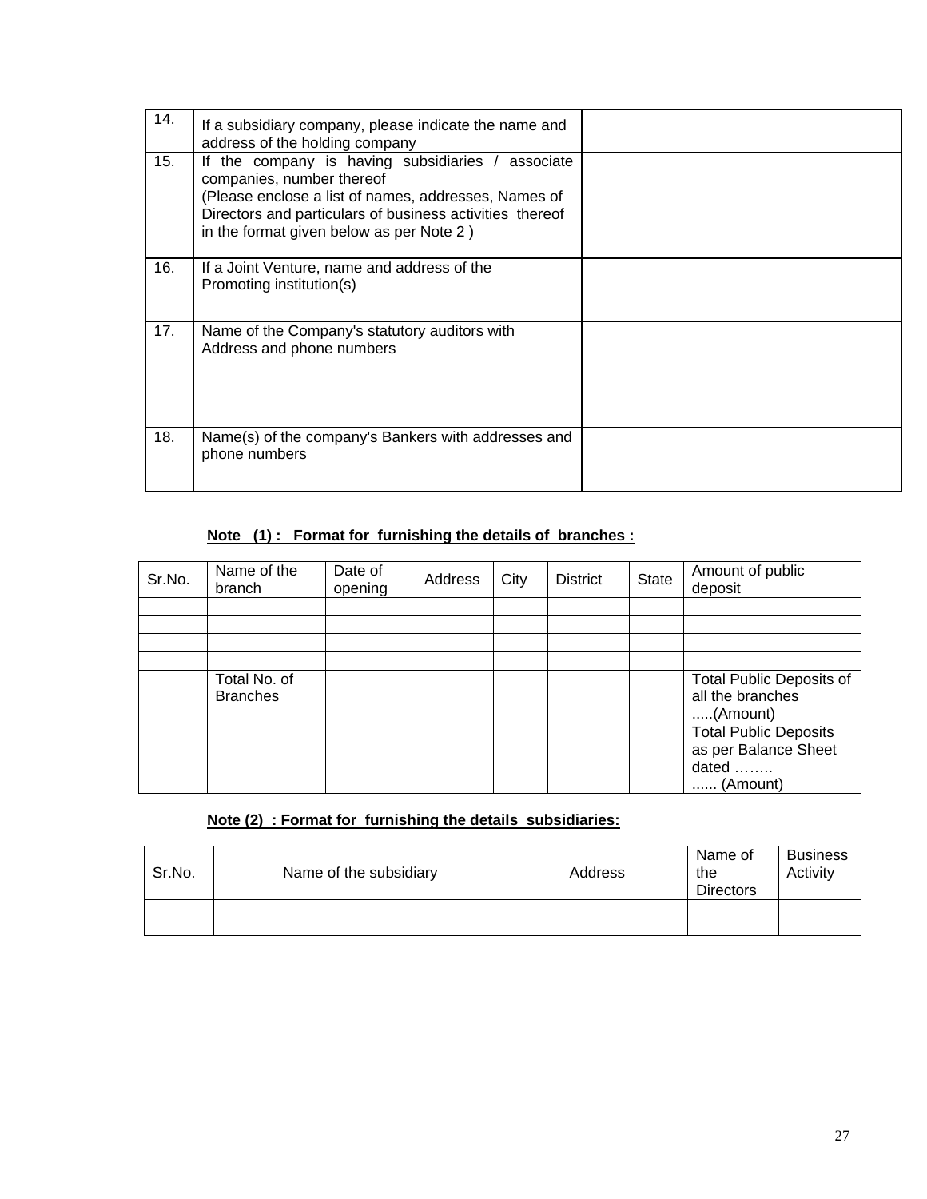| | | |
|---|---|---|
| 14. | If a subsidiary company, please indicate the name and address of the holding company | |
| 15. | If the company is having subsidiaries / associate companies, number thereof (Please enclose a list of names, addresses, Names of Directors and particulars of business activities thereof in the format given below as per Note 2 ) | |
| 16. | If a Joint Venture, name and address of the Promoting institution(s) | |
| 17. | Name of the Company's statutory auditors with Address and phone numbers | |
| 18. | Name(s) of the company's Bankers with addresses and phone numbers | |

**Note (1) : Format for furnishing the details of branches :**

| Sr.No. | Name of the branch | Date of opening | Address | City | District | State | Amount of public deposit |
|---|---|---|---|---|---|---|---|
| | | | | | | | |
| | | | | | | | |
| | | | | | | | |
| | | | | | | | |
| | Total No. of Branches | | | | | | Total Public Deposits of all the branches .....(Amount) |
| | | | | | | | Total Public Deposits as per Balance Sheet dated …….. ...... (Amount) |

**Note (2) : Format for furnishing the details subsidiaries:**

| Sr.No. | Name of the subsidiary | Address | Name of the Directors | Business Activity |
|---|---|---|---|---|
| | | | | |
| | | | | |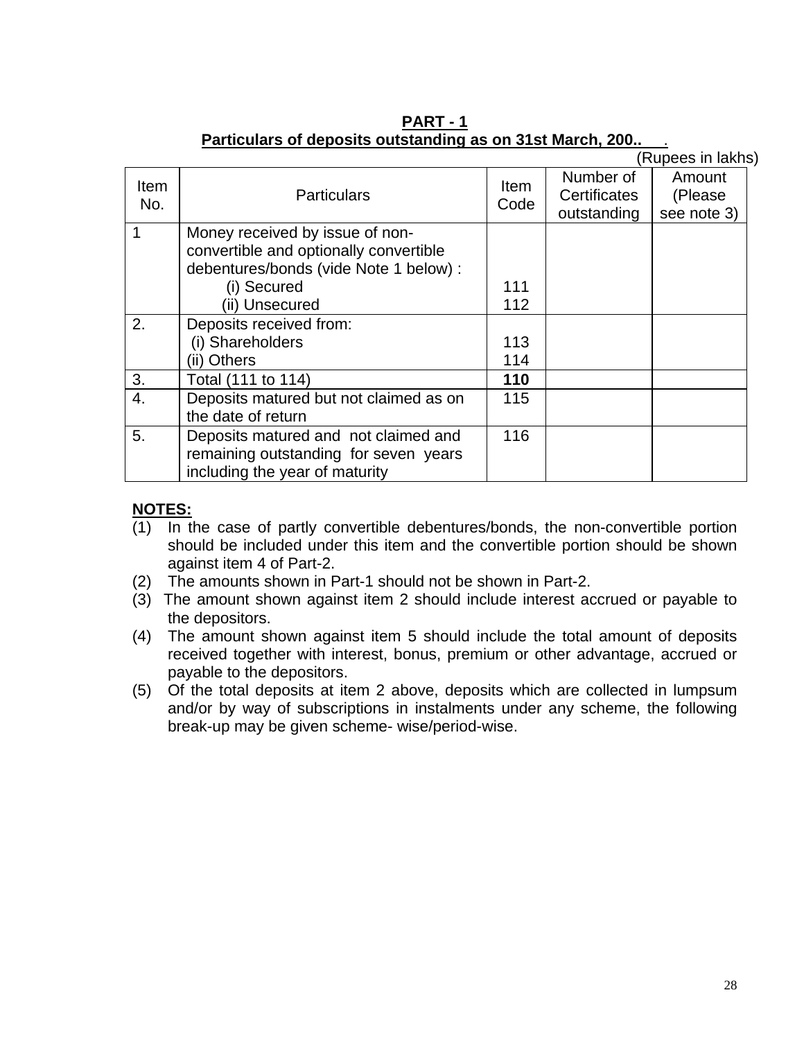## PART - 1

**Particulars of deposits outstanding as on 31st March, 200..**

(Rupees in lakhs)

| Item No. | Particulars | Item Code | Number of Certificates outstanding | Amount (Please see note 3) |
|---|---|---|---|---|
| 1 | Money received by issue of non-convertible and optionally convertible debentures/bonds (vide Note 1 below) :<br>(i) Secured<br>(ii) Unsecured | <br><br>111<br>112 | | |
| 2. | Deposits received from:<br>(i) Shareholders<br>(ii) Others | <br>113<br>114 | | |
| 3. | Total (111 to 114) | **110** | | |
| 4. | Deposits matured but not claimed as on the date of return | 115 | | |
| 5. | Deposits matured and not claimed and remaining outstanding for seven years including the year of maturity | 116 | | |

**NOTES:**

(1) In the case of partly convertible debentures/bonds, the non-convertible portion should be included under this item and the convertible portion should be shown against item 4 of Part-2.

(2) The amounts shown in Part-1 should not be shown in Part-2.

(3) The amount shown against item 2 should include interest accrued or payable to the depositors.

(4) The amount shown against item 5 should include the total amount of deposits received together with interest, bonus, premium or other advantage, accrued or payable to the depositors.

(5) Of the total deposits at item 2 above, deposits which are collected in lumpsum and/or by way of subscriptions in instalments under any scheme, the following break-up may be given scheme- wise/period-wise.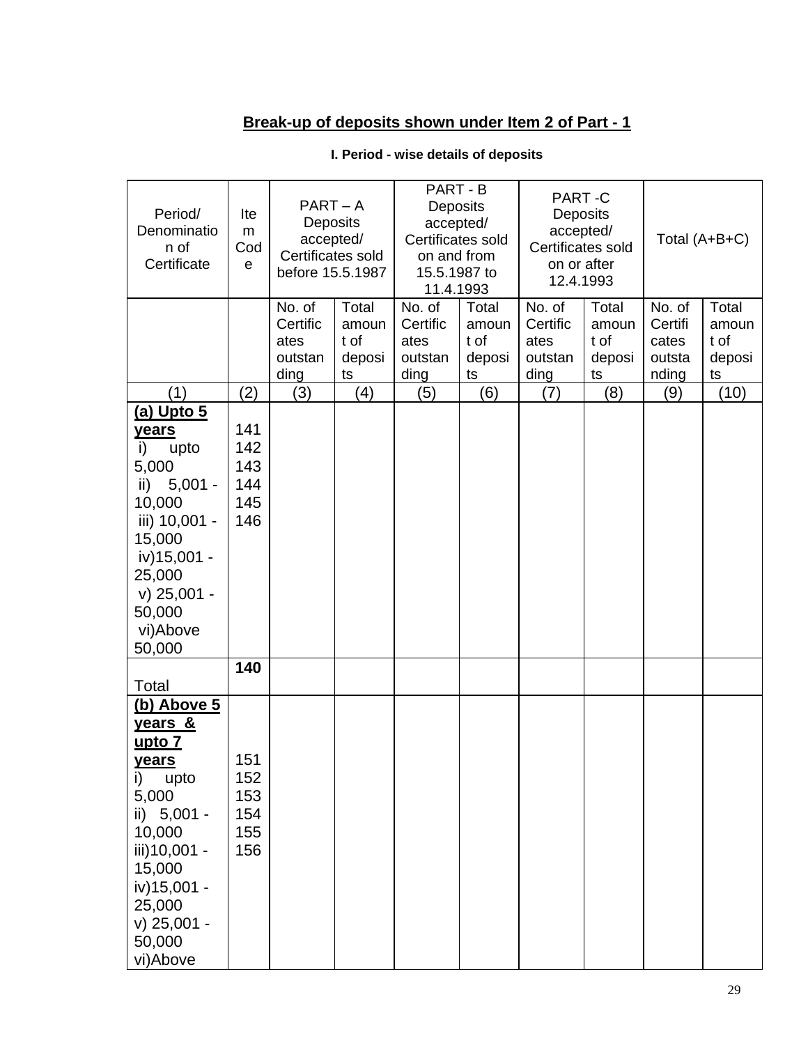## Break-up of deposits shown under Item 2 of Part - 1

**I. Period - wise details of deposits**

| Period/ Denomination of Certificate | Item Code | PART – A Deposits accepted/ Certificates sold before 15.5.1987 | | PART - B Deposits accepted/ Certificates sold on and from 15.5.1987 to 11.4.1993 | | PART -C Deposits accepted/ Certificates sold on or after 12.4.1993 | | Total (A+B+C) | |
|---|---|---|---|---|---|---|---|---|---|
| | | No. of Certificates outstanding | Total amount of deposits | No. of Certificates outstanding | Total amount of deposits | No. of Certificates outstanding | Total amount of deposits | No. of Certificates outstanding | Total amount of deposits |
| (1) | (2) | (3) | (4) | (5) | (6) | (7) | (8) | (9) | (10) |
| **(a) Upto 5 years** | 141 | | | | | | | | |
| i) upto 5,000 | 142 | | | | | | | | |
| ii) 5,001 - 10,000 | 143 | | | | | | | | |
| iii) 10,001 - 15,000 | 144 | | | | | | | | |
| iv)15,001 - 25,000 | 145 | | | | | | | | |
| v) 25,001 - 50,000 | 146 | | | | | | | | |
| vi)Above 50,000 | | | | | | | | | |
| Total | **140** | | | | | | | | |
| **(b) Above 5 years & upto 7 years** | 151 | | | | | | | | |
| i) upto 5,000 | 152 | | | | | | | | |
| ii) 5,001 - 10,000 | 153 | | | | | | | | |
| iii)10,001 - 15,000 | 154 | | | | | | | | |
| iv)15,001 - 25,000 | 155 | | | | | | | | |
| v) 25,001 - 50,000 | 156 | | | | | | | | |
| vi)Above | | | | | | | | | |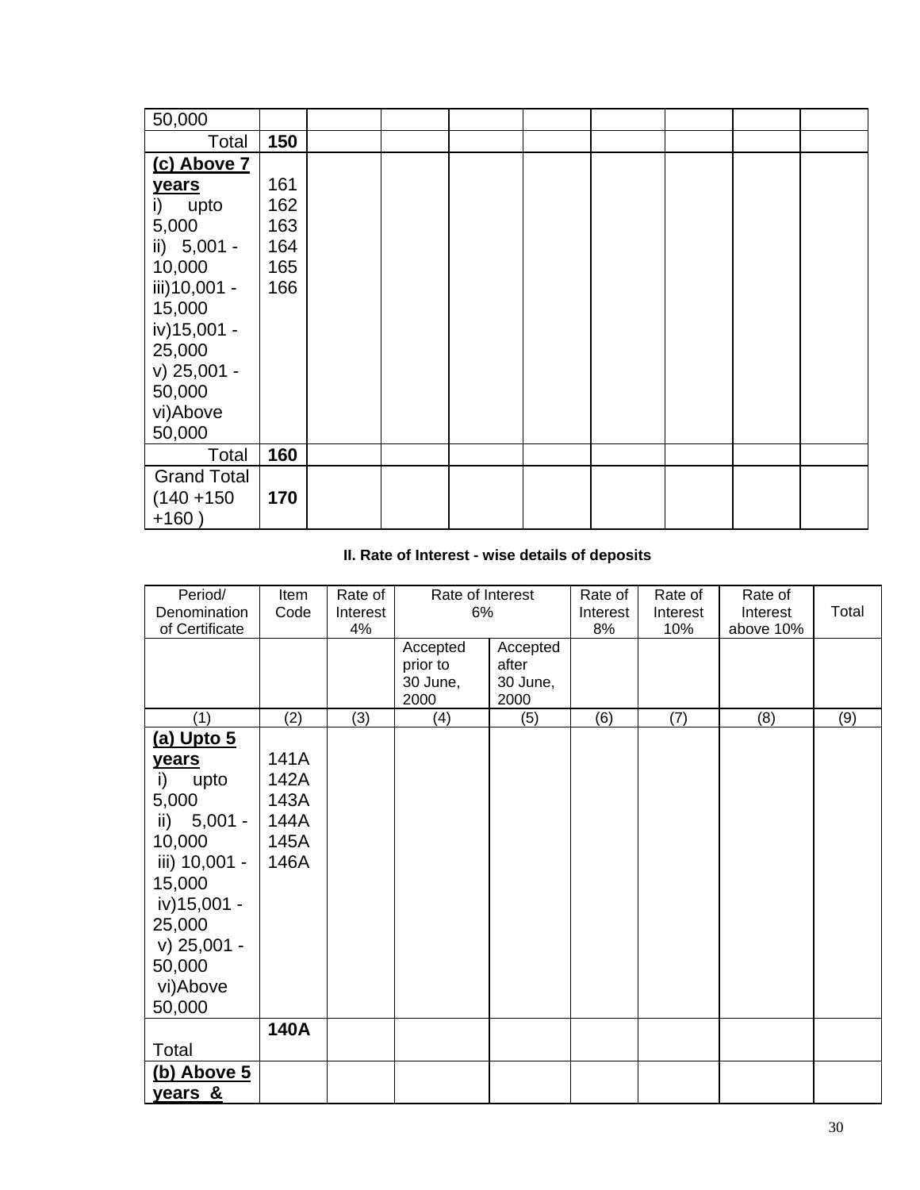| | | | | | | | | | |
|---|---|---|---|---|---|---|---|---|---|
| 50,000 | | | | | | | | | |
| Total | **150** | | | | | | | | |
| **(c) Above 7 years**<br>i) upto 5,000<br>ii) 5,001 - 10,000<br>iii)10,001 - 15,000<br>iv)15,001 - 25,000<br>v) 25,001 - 50,000<br>vi)Above 50,000 | 161<br>162<br>163<br>164<br>165<br>166 | | | | | | | | |
| Total | **160** | | | | | | | | |
| Grand Total (140 +150 +160 ) | **170** | | | | | | | | |

**II. Rate of Interest - wise details of deposits**

| Period/ Denomination of Certificate | Item Code | Rate of Interest 4% | Rate of Interest 6% | | Rate of Interest 8% | Rate of Interest 10% | Rate of Interest above 10% | Total |
|---|---|---|---|---|---|---|---|---|
| | | | Accepted prior to 30 June, 2000 | Accepted after 30 June, 2000 | | | | |
| (1) | (2) | (3) | (4) | (5) | (6) | (7) | (8) | (9) |
| **(a) Upto 5 years**<br>i) upto 5,000<br>ii) 5,001 - 10,000<br>iii) 10,001 - 15,000<br>iv)15,001 - 25,000<br>v) 25,001 - 50,000<br>vi)Above 50,000 | 141A<br>142A<br>143A<br>144A<br>145A<br>146A | | | | | | | |
| Total | **140A** | | | | | | | |
| **(b) Above 5 years &** | | | | | | | | |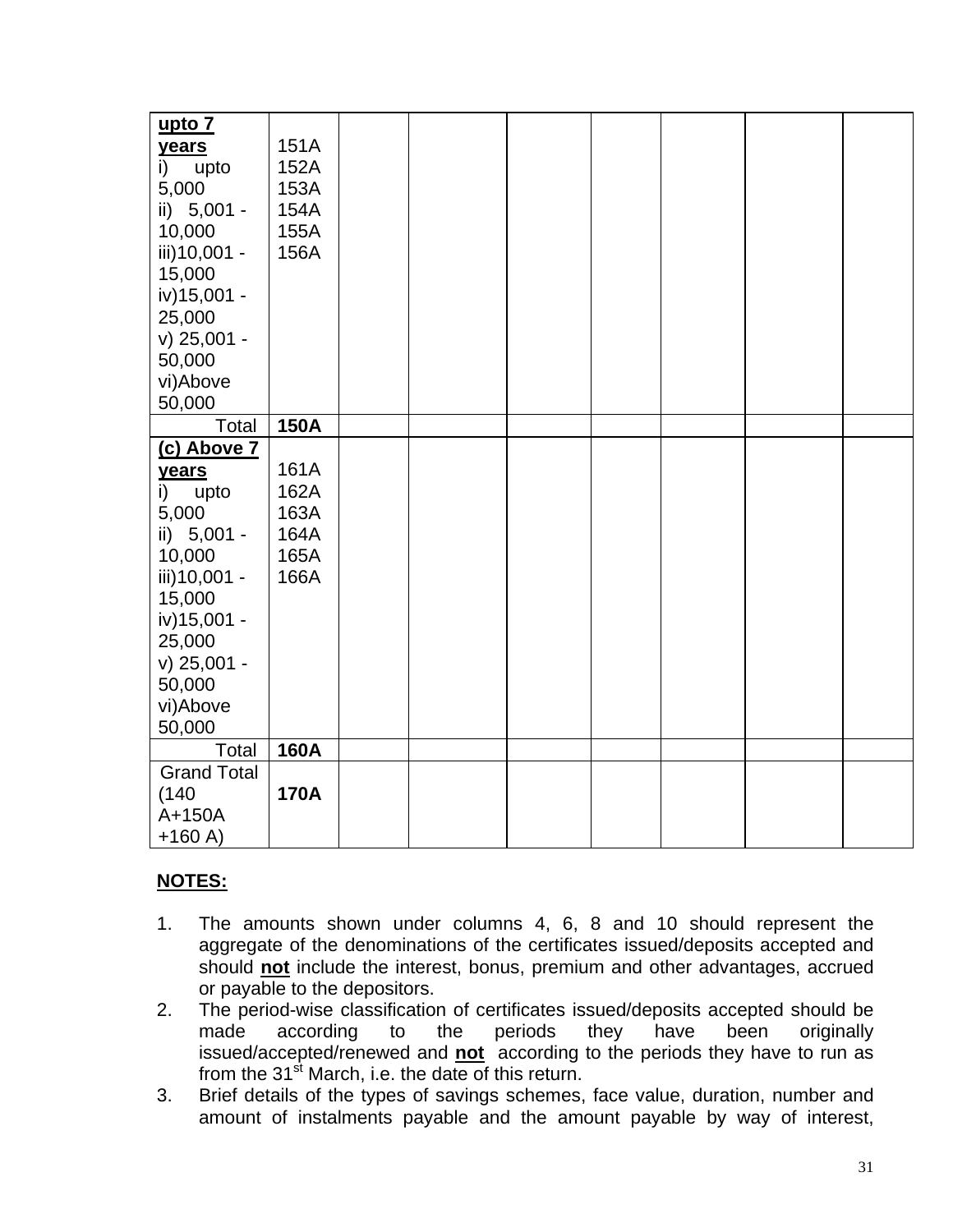| | | | | | | | | |
|---|---|---|---|---|---|---|---|---|
| **upto 7 years**<br>i) upto 5,000<br>ii) 5,001 - 10,000<br>iii)10,001 - 15,000<br>iv)15,001 - 25,000<br>v) 25,001 - 50,000<br>vi)Above 50,000 | 151A<br>152A<br>153A<br>154A<br>155A<br>156A | | | | | | | |
| Total | **150A** | | | | | | | |
| **(c) Above 7 years**<br>i) upto 5,000<br>ii) 5,001 - 10,000<br>iii)10,001 - 15,000<br>iv)15,001 - 25,000<br>v) 25,001 - 50,000<br>vi)Above 50,000 | 161A<br>162A<br>163A<br>164A<br>165A<br>166A | | | | | | | |
| Total | **160A** | | | | | | | |
| Grand Total (140 A+150A +160 A) | **170A** | | | | | | | |

**NOTES:**

1. The amounts shown under columns 4, 6, 8 and 10 should represent the aggregate of the denominations of the certificates issued/deposits accepted and should **not** include the interest, bonus, premium and other advantages, accrued or payable to the depositors.
2. The period-wise classification of certificates issued/deposits accepted should be made according to the periods they have been originally issued/accepted/renewed and **not** according to the periods they have to run as from the 31st March, i.e. the date of this return.
3. Brief details of the types of savings schemes, face value, duration, number and amount of instalments payable and the amount payable by way of interest,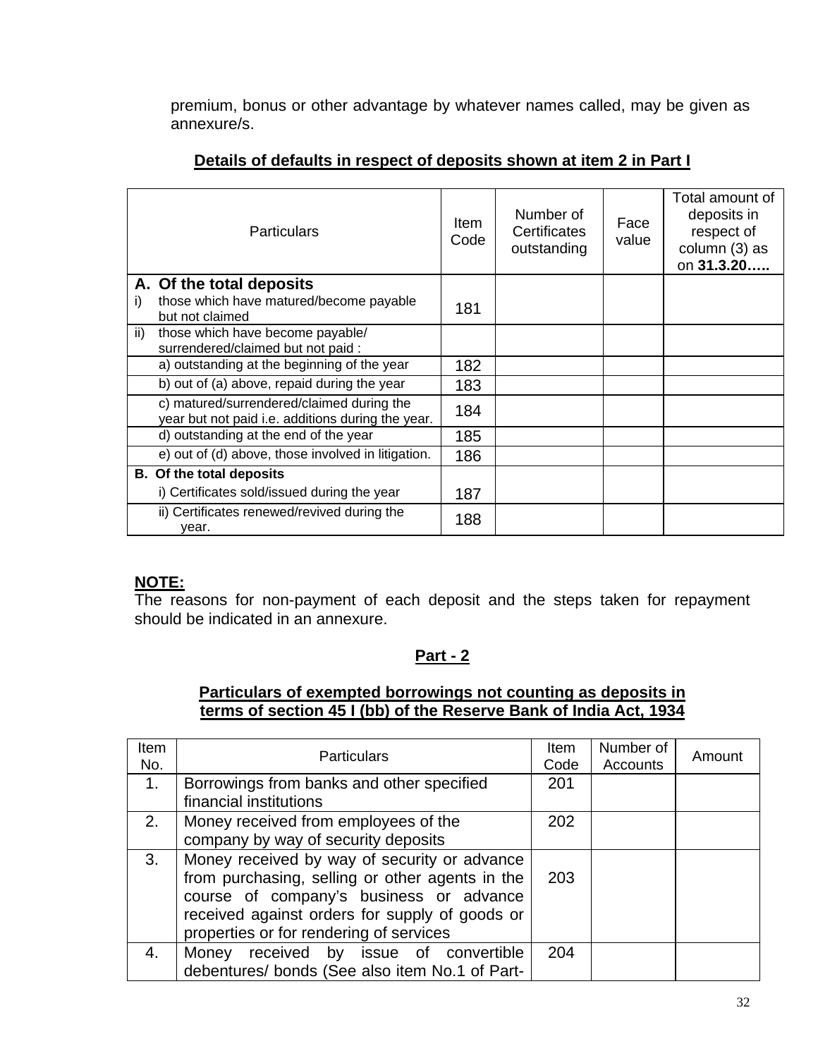premium, bonus or other advantage by whatever names called, may be given as annexure/s.

**Details of defaults in respect of deposits shown at item 2 in Part I**

| Particulars | Item Code | Number of Certificates outstanding | Face value | Total amount of deposits in respect of column (3) as on **31.3.20…..** |
|---|---|---|---|---|
| **A. Of the total deposits**<br>i) those which have matured/become payable but not claimed | 181 | | | |
| ii) those which have become payable/ surrendered/claimed but not paid : | | | | |
| a) outstanding at the beginning of the year | 182 | | | |
| b) out of (a) above, repaid during the year | 183 | | | |
| c) matured/surrendered/claimed during the year but not paid i.e. additions during the year. | 184 | | | |
| d) outstanding at the end of the year | 185 | | | |
| e) out of (d) above, those involved in litigation. | 186 | | | |
| **B. Of the total deposits**<br>i) Certificates sold/issued during the year | 187 | | | |
| ii) Certificates renewed/revived during the year. | 188 | | | |

**NOTE:**

The reasons for non-payment of each deposit and the steps taken for repayment should be indicated in an annexure.

## Part - 2

**Particulars of exempted borrowings not counting as deposits in terms of section 45 I (bb) of the Reserve Bank of India Act, 1934**

| Item No. | Particulars | Item Code | Number of Accounts | Amount |
|---|---|---|---|---|
| 1. | Borrowings from banks and other specified financial institutions | 201 | | |
| 2. | Money received from employees of the company by way of security deposits | 202 | | |
| 3. | Money received by way of security or advance from purchasing, selling or other agents in the course of company's business or advance received against orders for supply of goods or properties or for rendering of services | 203 | | |
| 4. | Money received by issue of convertible debentures/ bonds (See also item No.1 of Part- | 204 | | |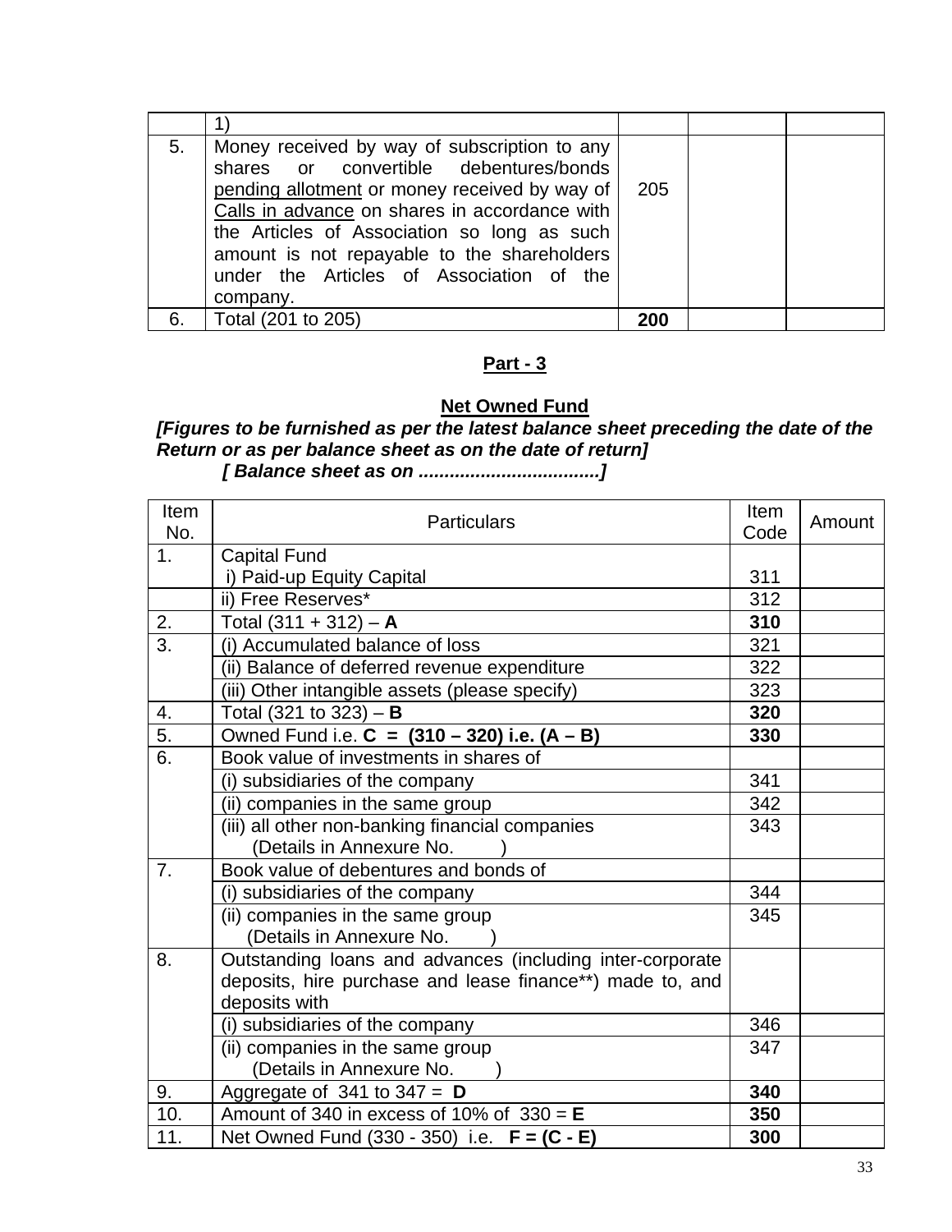|  | 1) |  |  |  |
|---|---|---|---|---|
| 5. | Money received by way of subscription to any shares or convertible debentures/bonds pending allotment or money received by way of Calls in advance on shares in accordance with the Articles of Association so long as such amount is not repayable to the shareholders under the Articles of Association of the company. | 205 |  |  |
| 6. | Total (201 to 205) | **200** |  |  |

## Part - 3

### Net Owned Fund

***[Figures to be furnished as per the latest balance sheet preceding the date of the Return or as per balance sheet as on the date of return]***

***[ Balance sheet as on ..................................]***

| Item No. | Particulars | Item Code | Amount |
|---|---|---|---|
| 1. | Capital Fund<br>i) Paid-up Equity Capital | 311 |  |
|  | ii) Free Reserves* | 312 |  |
| 2. | Total (311 + 312) – **A** | **310** |  |
| 3. | (i) Accumulated balance of loss | 321 |  |
|  | (ii) Balance of deferred revenue expenditure | 322 |  |
|  | (iii) Other intangible assets (please specify) | 323 |  |
| 4. | Total (321 to 323) – **B** | **320** |  |
| 5. | Owned Fund i.e. **C = (310 – 320) i.e. (A – B)** | **330** |  |
| 6. | Book value of investments in shares of |  |  |
|  | (i) subsidiaries of the company | 341 |  |
|  | (ii) companies in the same group | 342 |  |
|  | (iii) all other non-banking financial companies<br>(Details in Annexure No. ) | 343 |  |
| 7. | Book value of debentures and bonds of |  |  |
|  | (i) subsidiaries of the company | 344 |  |
|  | (ii) companies in the same group<br>(Details in Annexure No. ) | 345 |  |
| 8. | Outstanding loans and advances (including inter-corporate deposits, hire purchase and lease finance**) made to, and deposits with |  |  |
|  | (i) subsidiaries of the company | 346 |  |
|  | (ii) companies in the same group<br>(Details in Annexure No. ) | 347 |  |
| 9. | Aggregate of 341 to 347 = **D** | **340** |  |
| 10. | Amount of 340 in excess of 10% of 330 = **E** | **350** |  |
| 11. | Net Owned Fund (330 - 350) i.e. **F = (C - E)** | **300** |  |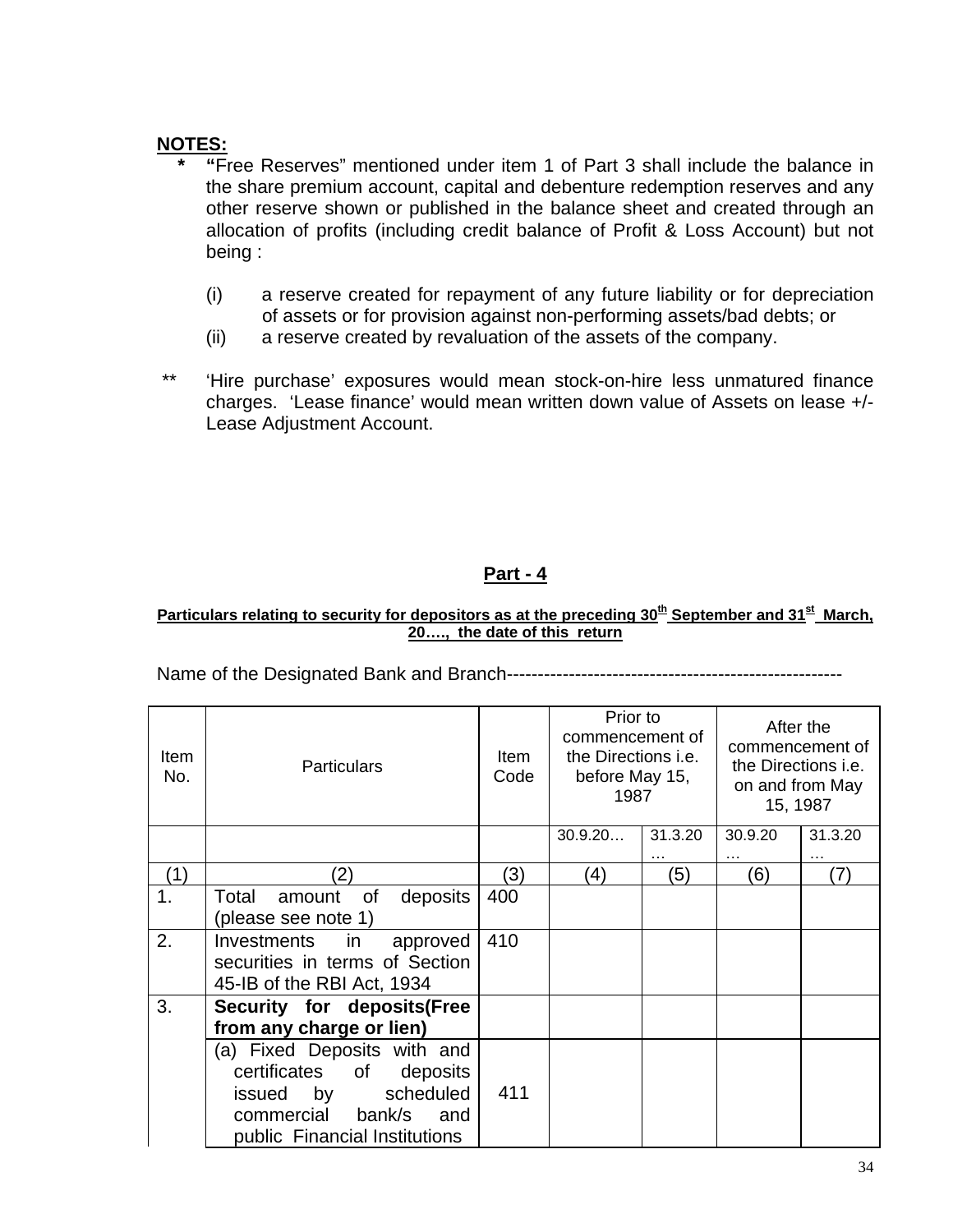**NOTES:**

- **\*** "Free Reserves" mentioned under item 1 of Part 3 shall include the balance in the share premium account, capital and debenture redemption reserves and any other reserve shown or published in the balance sheet and created through an allocation of profits (including credit balance of Profit & Loss Account) but not being :

  (i) a reserve created for repayment of any future liability or for depreciation of assets or for provision against non-performing assets/bad debts; or

  (ii) a reserve created by revaluation of the assets of the company.

- **\*\*** 'Hire purchase' exposures would mean stock-on-hire less unmatured finance charges. 'Lease finance' would mean written down value of Assets on lease +/- Lease Adjustment Account.

## Part - 4

**Particulars relating to security for depositors as at the preceding 30th September and 31st March, 20…., the date of this return**

Name of the Designated Bank and Branch------------------------------------------------------

| Item No. | Particulars | Item Code | Prior to commencement of the Directions i.e. before May 15, 1987 | | After the commencement of the Directions i.e. on and from May 15, 1987 | |
|---|---|---|---|---|---|---|
| | | | 30.9.20… | 31.3.20… | 30.9.20… | 31.3.20… |
| (1) | (2) | (3) | (4) | (5) | (6) | (7) |
| 1. | Total amount of deposits (please see note 1) | 400 | | | | |
| 2. | Investments in approved securities in terms of Section 45-IB of the RBI Act, 1934 | 410 | | | | |
| 3. | **Security for deposits(Free from any charge or lien)** | | | | | |
| | (a) Fixed Deposits with and certificates of deposits issued by scheduled commercial bank/s and public Financial Institutions | 411 | | | | |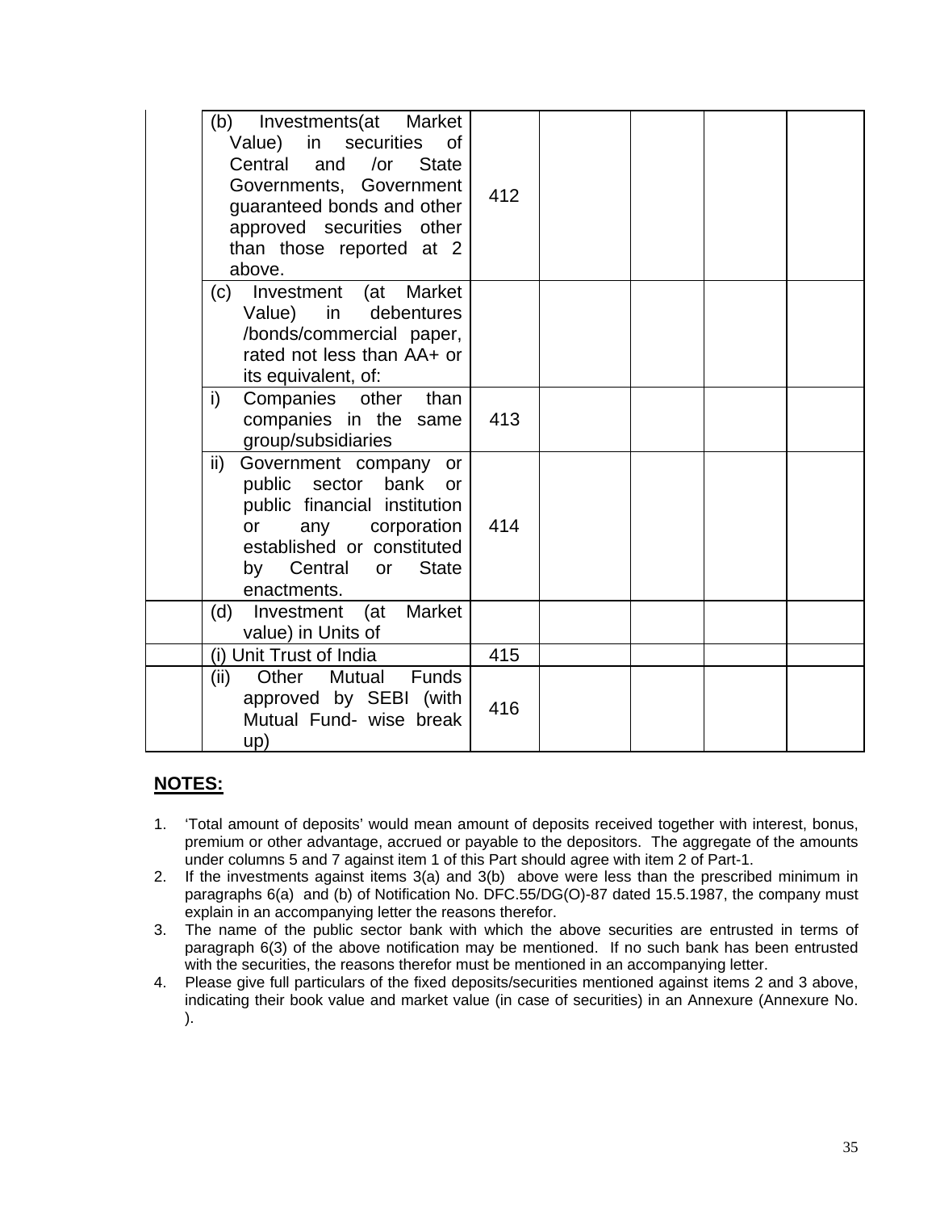| | | | | | | |
|---|---|---|---|---|---|---|
| | (b) Investments(at Market Value) in securities of Central and /or State Governments, Government guaranteed bonds and other approved securities other than those reported at 2 above. | 412 | | | | |
| | (c) Investment (at Market Value) in debentures /bonds/commercial paper, rated not less than AA+ or its equivalent, of: | | | | | |
| | i) Companies other than companies in the same group/subsidiaries | 413 | | | | |
| | ii) Government company or public sector bank or public financial institution or any corporation established or constituted by Central or State enactments. | 414 | | | | |
| | (d) Investment (at Market value) in Units of | | | | | |
| | (i) Unit Trust of India | 415 | | | | |
| | (ii) Other Mutual Funds approved by SEBI (with Mutual Fund- wise break up) | 416 | | | | |

## NOTES:

1. 'Total amount of deposits' would mean amount of deposits received together with interest, bonus, premium or other advantage, accrued or payable to the depositors. The aggregate of the amounts under columns 5 and 7 against item 1 of this Part should agree with item 2 of Part-1.
2. If the investments against items 3(a) and 3(b) above were less than the prescribed minimum in paragraphs 6(a) and (b) of Notification No. DFC.55/DG(O)-87 dated 15.5.1987, the company must explain in an accompanying letter the reasons therefor.
3. The name of the public sector bank with which the above securities are entrusted in terms of paragraph 6(3) of the above notification may be mentioned. If no such bank has been entrusted with the securities, the reasons therefor must be mentioned in an accompanying letter.
4. Please give full particulars of the fixed deposits/securities mentioned against items 2 and 3 above, indicating their book value and market value (in case of securities) in an Annexure (Annexure No. ).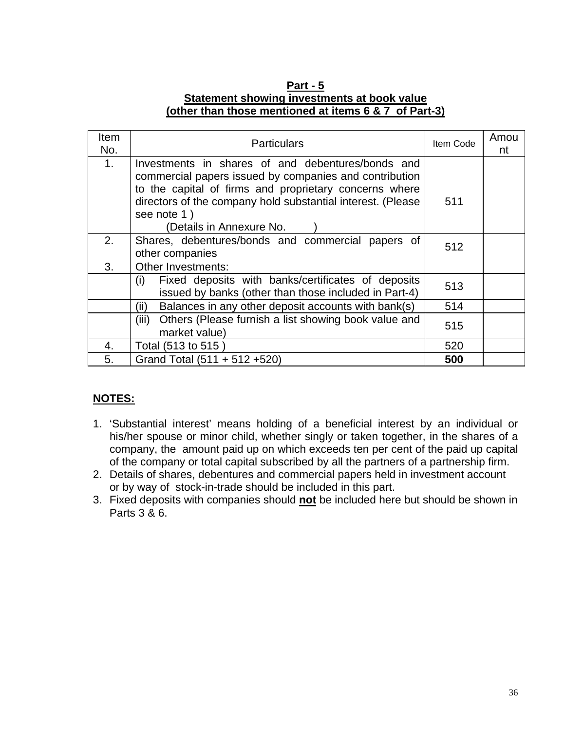**Part - 5**

**Statement showing investments at book value**

**(other than those mentioned at items 6 & 7 of Part-3)**

| Item No. | Particulars | Item Code | Amount |
|---|---|---|---|
| 1. | Investments in shares of and debentures/bonds and commercial papers issued by companies and contribution to the capital of firms and proprietary concerns where directors of the company hold substantial interest. (Please see note 1 ) (Details in Annexure No. ) | 511 | |
| 2. | Shares, debentures/bonds and commercial papers of other companies | 512 | |
| 3. | Other Investments: | | |
| | (i) Fixed deposits with banks/certificates of deposits issued by banks (other than those included in Part-4) | 513 | |
| | (ii) Balances in any other deposit accounts with bank(s) | 514 | |
| | (iii) Others (Please furnish a list showing book value and market value) | 515 | |
| 4. | Total (513 to 515 ) | 520 | |
| 5. | Grand Total (511 + 512 +520) | **500** | |

**NOTES:**

1. 'Substantial interest' means holding of a beneficial interest by an individual or his/her spouse or minor child, whether singly or taken together, in the shares of a company, the amount paid up on which exceeds ten per cent of the paid up capital of the company or total capital subscribed by all the partners of a partnership firm.
2. Details of shares, debentures and commercial papers held in investment account or by way of stock-in-trade should be included in this part.
3. Fixed deposits with companies should **not** be included here but should be shown in Parts 3 & 6.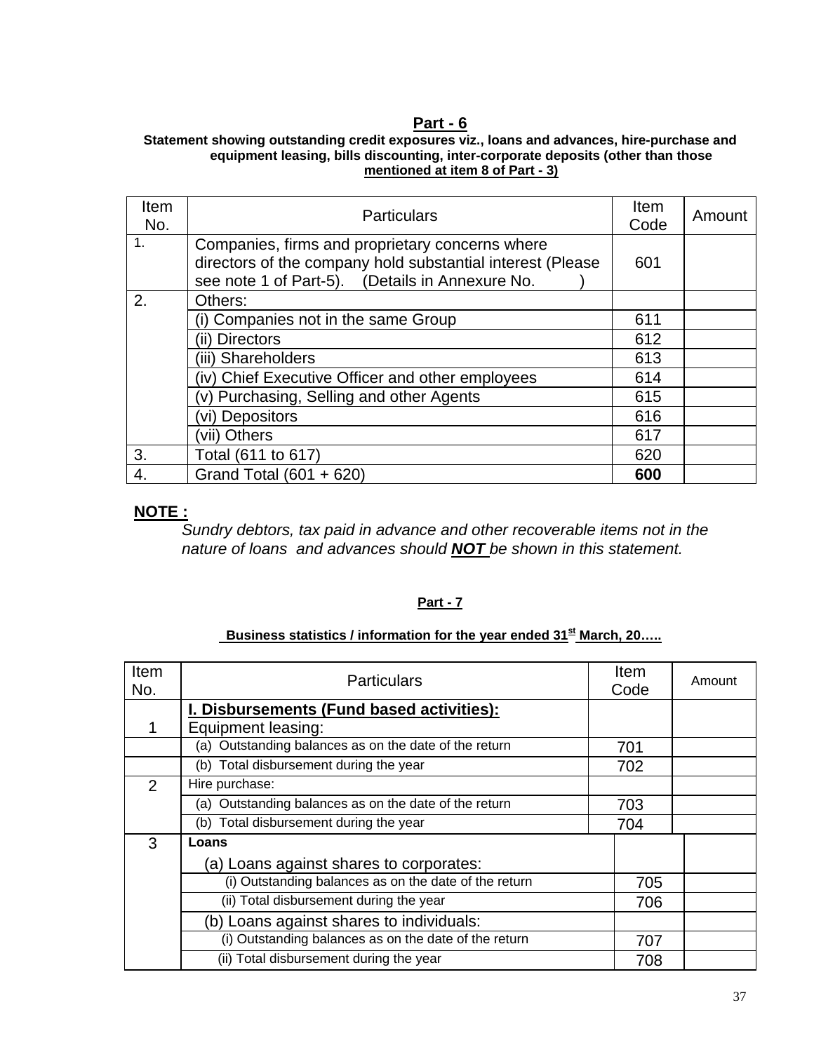## Part - 6

**Statement showing outstanding credit exposures viz., loans and advances, hire-purchase and equipment leasing, bills discounting, inter-corporate deposits (other than those mentioned at item 8 of Part - 3)**

| Item No. | Particulars | Item Code | Amount |
|---|---|---|---|
| 1. | Companies, firms and proprietary concerns where directors of the company hold substantial interest (Please see note 1 of Part-5). (Details in Annexure No. ) | 601 | |
| 2. | Others: | | |
| | (i) Companies not in the same Group | 611 | |
| | (ii) Directors | 612 | |
| | (iii) Shareholders | 613 | |
| | (iv) Chief Executive Officer and other employees | 614 | |
| | (v) Purchasing, Selling and other Agents | 615 | |
| | (vi) Depositors | 616 | |
| | (vii) Others | 617 | |
| 3. | Total (611 to 617) | 620 | |
| 4. | Grand Total (601 + 620) | **600** | |

**NOTE :**

*Sundry debtors, tax paid in advance and other recoverable items not in the nature of loans and advances should* ***NOT*** *be shown in this statement.*

## Part - 7

**Business statistics / information for the year ended 31st March, 20…..**

| Item No. | Particulars | Item Code | Amount |
|---|---|---|---|
| 1 | **I. Disbursements (Fund based activities):** Equipment leasing: | | |
| | (a) Outstanding balances as on the date of the return | 701 | |
| | (b) Total disbursement during the year | 702 | |
| 2 | Hire purchase: | | |
| | (a) Outstanding balances as on the date of the return | 703 | |
| | (b) Total disbursement during the year | 704 | |
| 3 | **Loans** (a) Loans against shares to corporates: | | |
| | (i) Outstanding balances as on the date of the return | 705 | |
| | (ii) Total disbursement during the year | 706 | |
| | (b) Loans against shares to individuals: | | |
| | (i) Outstanding balances as on the date of the return | 707 | |
| | (ii) Total disbursement during the year | 708 | |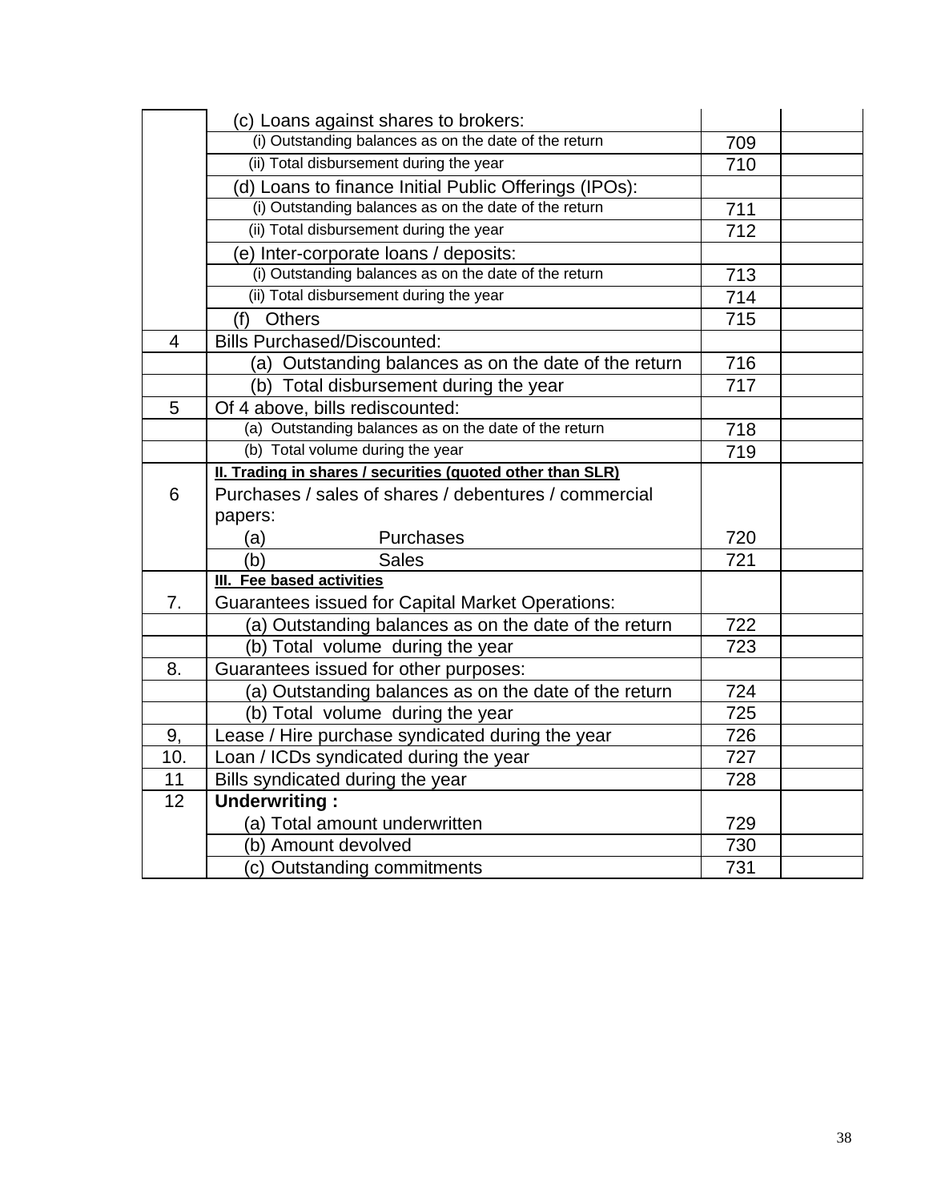| | | | |
|---|---|---|---|
| | (c) Loans against shares to brokers: | | |
| | (i) Outstanding balances as on the date of the return | 709 | |
| | (ii) Total disbursement during the year | 710 | |
| | (d) Loans to finance Initial Public Offerings (IPOs): | | |
| | (i) Outstanding balances as on the date of the return | 711 | |
| | (ii) Total disbursement during the year | 712 | |
| | (e) Inter-corporate loans / deposits: | | |
| | (i) Outstanding balances as on the date of the return | 713 | |
| | (ii) Total disbursement during the year | 714 | |
| | (f) Others | 715 | |
| 4 | Bills Purchased/Discounted: | | |
| | (a) Outstanding balances as on the date of the return | 716 | |
| | (b) Total disbursement during the year | 717 | |
| 5 | Of 4 above, bills rediscounted: | | |
| | (a) Outstanding balances as on the date of the return | 718 | |
| | (b) Total volume during the year | 719 | |
| 6 | **II. Trading in shares / securities (quoted other than SLR)** Purchases / sales of shares / debentures / commercial papers: (a) Purchases | 720 | |
| | (b) Sales | 721 | |
| 7. | **III. Fee based activities** Guarantees issued for Capital Market Operations: | | |
| | (a) Outstanding balances as on the date of the return | 722 | |
| | (b) Total volume during the year | 723 | |
| 8. | Guarantees issued for other purposes: | | |
| | (a) Outstanding balances as on the date of the return | 724 | |
| | (b) Total volume during the year | 725 | |
| 9, | Lease / Hire purchase syndicated during the year | 726 | |
| 10. | Loan / ICDs syndicated during the year | 727 | |
| 11 | Bills syndicated during the year | 728 | |
| 12 | **Underwriting :** (a) Total amount underwritten | 729 | |
| | (b) Amount devolved | 730 | |
| | (c) Outstanding commitments | 731 | |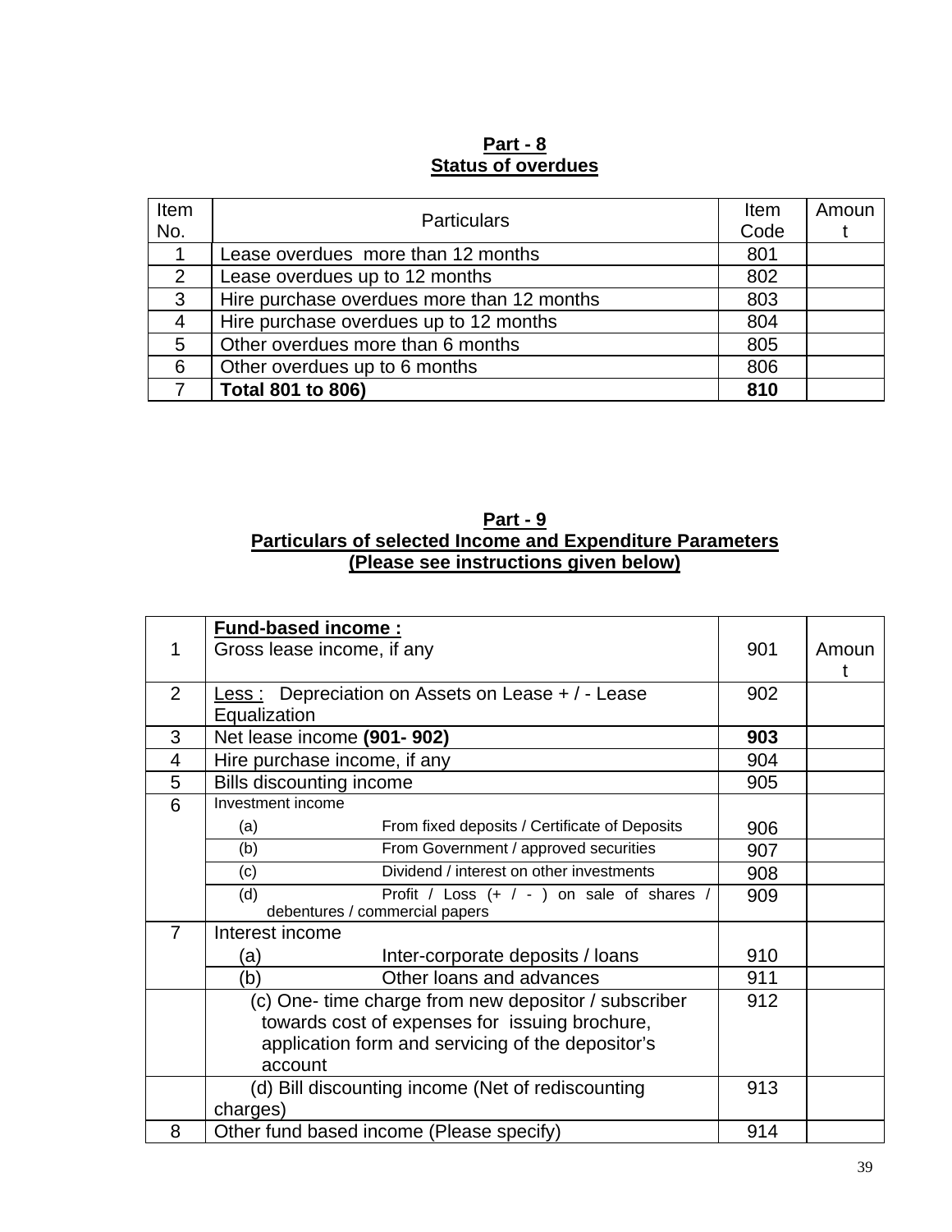**Part - 8**
**Status of overdues**

| Item No. | Particulars | Item Code | Amount |
|---|---|---|---|
| 1 | Lease overdues more than 12 months | 801 | |
| 2 | Lease overdues up to 12 months | 802 | |
| 3 | Hire purchase overdues more than 12 months | 803 | |
| 4 | Hire purchase overdues up to 12 months | 804 | |
| 5 | Other overdues more than 6 months | 805 | |
| 6 | Other overdues up to 6 months | 806 | |
| 7 | **Total 801 to 806)** | **810** | |

**Part - 9**
**Particulars of selected Income and Expenditure Parameters**
**(Please see instructions given below)**

| | | | |
|---|---|---|---|
| 1 | **Fund-based income :** Gross lease income, if any | 901 | Amount |
| 2 | Less : Depreciation on Assets on Lease + / - Lease Equalization | 902 | |
| 3 | Net lease income **(901- 902)** | **903** | |
| 4 | Hire purchase income, if any | 904 | |
| 5 | Bills discounting income | 905 | |
| 6 | Investment income (a) From fixed deposits / Certificate of Deposits | 906 | |
| | (b) From Government / approved securities | 907 | |
| | (c) Dividend / interest on other investments | 908 | |
| | (d) Profit / Loss (+ / - ) on sale of shares / debentures / commercial papers | 909 | |
| 7 | Interest income (a) Inter-corporate deposits / loans | 910 | |
| | (b) Other loans and advances | 911 | |
| | (c) One- time charge from new depositor / subscriber towards cost of expenses for issuing brochure, application form and servicing of the depositor's account | 912 | |
| | (d) Bill discounting income (Net of rediscounting charges) | 913 | |
| 8 | Other fund based income (Please specify) | 914 | |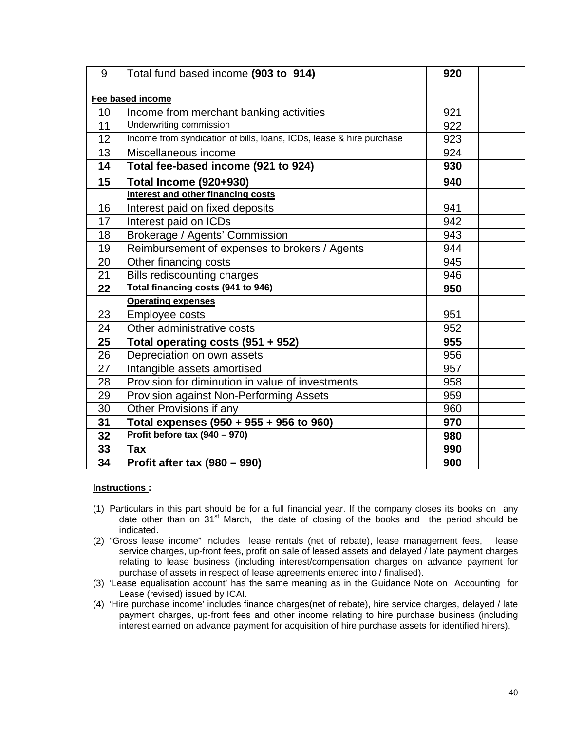| 9 | Total fund based income **(903 to 914)** | **920** | |
|---|---|---|---|
| **Fee based income** | | | |
| 10 | Income from merchant banking activities | 921 | |
| 11 | Underwriting commission | 922 | |
| 12 | Income from syndication of bills, loans, ICDs, lease & hire purchase | 923 | |
| 13 | Miscellaneous income | 924 | |
| **14** | **Total fee-based income (921 to 924)** | **930** | |
| **15** | **Total Income (920+930)** | **940** | |
| | **Interest and other financing costs** | | |
| 16 | Interest paid on fixed deposits | 941 | |
| 17 | Interest paid on ICDs | 942 | |
| 18 | Brokerage / Agents' Commission | 943 | |
| 19 | Reimbursement of expenses to brokers / Agents | 944 | |
| 20 | Other financing costs | 945 | |
| 21 | Bills rediscounting charges | 946 | |
| **22** | **Total financing costs (941 to 946)** | **950** | |
| | **Operating expenses** | | |
| 23 | Employee costs | 951 | |
| 24 | Other administrative costs | 952 | |
| **25** | **Total operating costs (951 + 952)** | **955** | |
| 26 | Depreciation on own assets | 956 | |
| 27 | Intangible assets amortised | 957 | |
| 28 | Provision for diminution in value of investments | 958 | |
| 29 | Provision against Non-Performing Assets | 959 | |
| 30 | Other Provisions if any | 960 | |
| **31** | **Total expenses (950 + 955 + 956 to 960)** | **970** | |
| **32** | **Profit before tax (940 – 970)** | **980** | |
| **33** | **Tax** | **990** | |
| **34** | **Profit after tax (980 – 990)** | **900** | |

**Instructions :**

(1) Particulars in this part should be for a full financial year. If the company closes its books on any date other than on 31st March, the date of closing of the books and the period should be indicated.

(2) "Gross lease income" includes lease rentals (net of rebate), lease management fees, lease service charges, up-front fees, profit on sale of leased assets and delayed / late payment charges relating to lease business (including interest/compensation charges on advance payment for purchase of assets in respect of lease agreements entered into / finalised).

(3) 'Lease equalisation account' has the same meaning as in the Guidance Note on Accounting for Lease (revised) issued by ICAI.

(4) 'Hire purchase income' includes finance charges(net of rebate), hire service charges, delayed / late payment charges, up-front fees and other income relating to hire purchase business (including interest earned on advance payment for acquisition of hire purchase assets for identified hirers).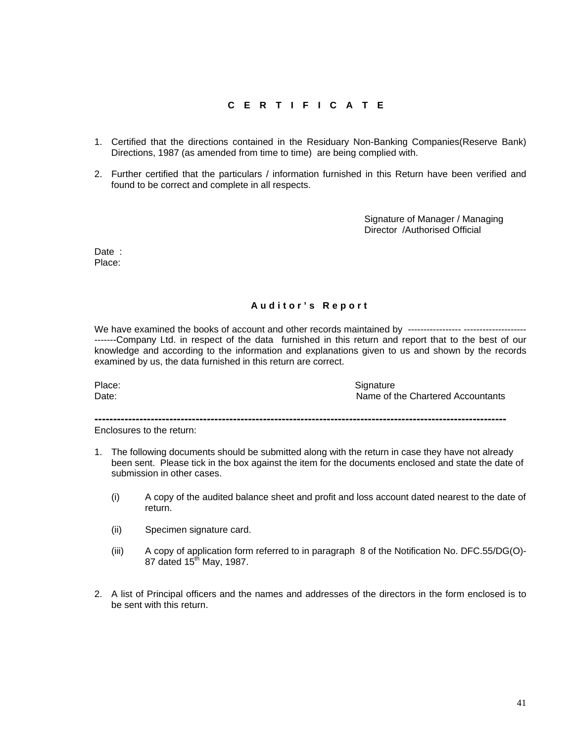## C E R T I F I C A T E

1. Certified that the directions contained in the Residuary Non-Banking Companies(Reserve Bank) Directions, 1987 (as amended from time to time) are being complied with.

2. Further certified that the particulars / information furnished in this Return have been verified and found to be correct and complete in all respects.

Signature of Manager / Managing Director /Authorised Official

Date :
Place:

## A u d i t o r ' s R e p o r t

We have examined the books of account and other records maintained by ----------------- -------------------- -------Company Ltd. in respect of the data furnished in this return and report that to the best of our knowledge and according to the information and explanations given to us and shown by the records examined by us, the data furnished in this return are correct.

Place: Signature
Date: Name of the Chartered Accountants

---

Enclosures to the return:

1. The following documents should be submitted along with the return in case they have not already been sent. Please tick in the box against the item for the documents enclosed and state the date of submission in other cases.

   (i) A copy of the audited balance sheet and profit and loss account dated nearest to the date of return.

   (ii) Specimen signature card.

   (iii) A copy of application form referred to in paragraph 8 of the Notification No. DFC.55/DG(O)-87 dated 15th May, 1987.

2. A list of Principal officers and the names and addresses of the directors in the form enclosed is to be sent with this return.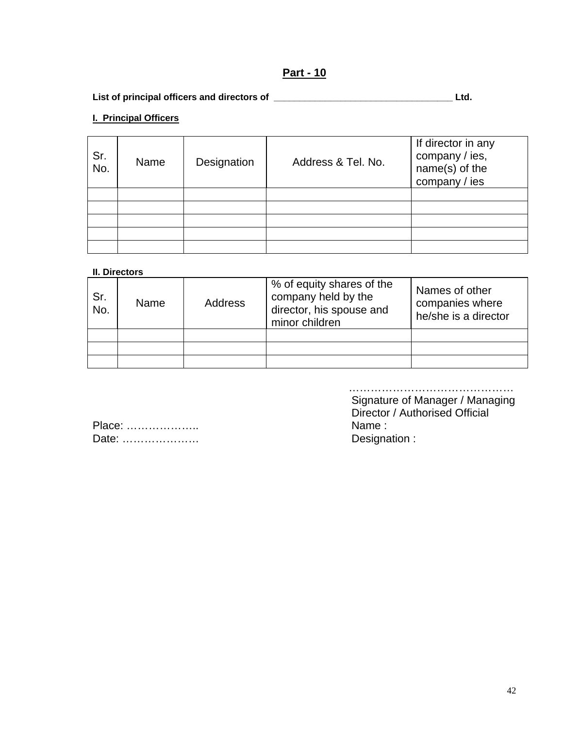## Part - 10

**List of principal officers and directors of \_\_\_\_\_\_\_\_\_\_\_\_\_\_\_\_\_\_\_\_\_\_\_\_\_\_\_\_\_\_\_\_\_\_\_ Ltd.**

**I. Principal Officers**

| Sr. No. | Name | Designation | Address & Tel. No. | If director in any company / ies, name(s) of the company / ies |
|---|---|---|---|---|
| | | | | |
| | | | | |
| | | | | |
| | | | | |
| | | | | |

**II. Directors**

| Sr. No. | Name | Address | % of equity shares of the company held by the director, his spouse and minor children | Names of other companies where he/she is a director |
|---|---|---|---|---|
| | | | | |
| | | | | |
| | | | | |

Place: ………………..

Date: …………………

………………………………………

Signature of Manager / Managing Director / Authorised Official

Name :

Designation :